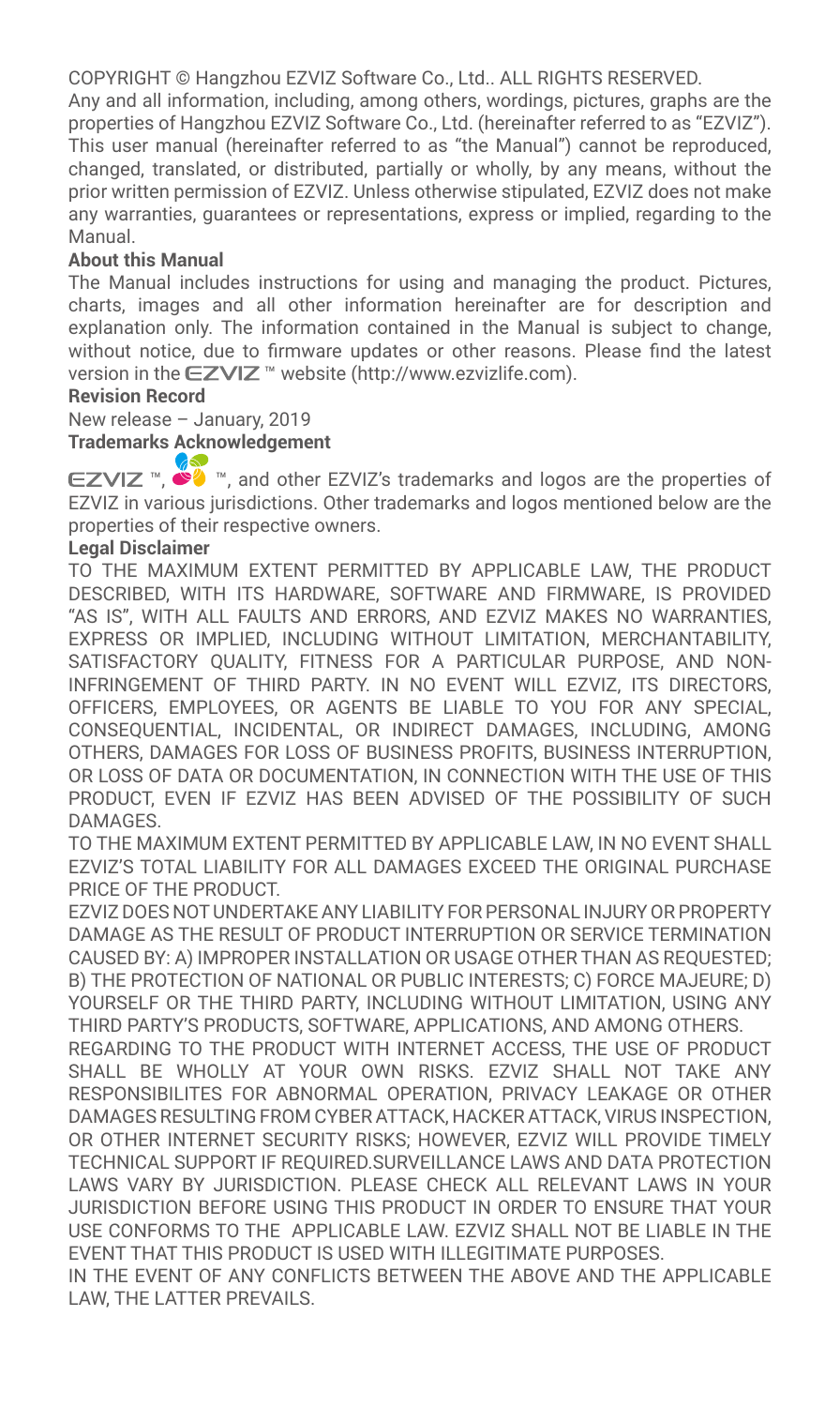COPYRIGHT © Hangzhou EZVIZ Software Co., Ltd.. ALL RIGHTS RESERVED.

Any and all information, including, among others, wordings, pictures, graphs are the properties of Hangzhou EZVIZ Software Co., Ltd. (hereinafter referred to as "EZVIZ"). This user manual (hereinafter referred to as "the Manual") cannot be reproduced, changed, translated, or distributed, partially or wholly, by any means, without the prior written permission of EZVIZ. Unless otherwise stipulated, EZVIZ does not make any warranties, guarantees or representations, express or implied, regarding to the Manual.

**About this Manual**

The Manual includes instructions for using and managing the product. Pictures, charts, images and all other information hereinafter are for description and explanation only. The information contained in the Manual is subject to change, without notice, due to firmware updates or other reasons. Please find the latest version in the EZVIZ ™ website (http://www.ezvizlife.com).

**Revision Record**

New release – January, 2019

**Trademarks Acknowledgement**

EZVIZ ™, ™, and other EZVIZ's trademarks and logos are the properties of EZVIZ in various jurisdictions. Other trademarks and logos mentioned below are the properties of their respective owners.

**Legal Disclaimer**

TO THE MAXIMUM EXTENT PERMITTED BY APPLICABLE LAW, THE PRODUCT DESCRIBED, WITH ITS HARDWARE, SOFTWARE AND FIRMWARE, IS PROVIDED "AS IS", WITH ALL FAULTS AND ERRORS, AND EZVIZ MAKES NO WARRANTIES, EXPRESS OR IMPLIED, INCLUDING WITHOUT LIMITATION, MERCHANTABILITY, SATISFACTORY QUALITY, FITNESS FOR A PARTICULAR PURPOSE, AND NON-INFRINGEMENT OF THIRD PARTY. IN NO EVENT WILL EZVIZ, ITS DIRECTORS, OFFICERS, EMPLOYEES, OR AGENTS BE LIABLE TO YOU FOR ANY SPECIAL, CONSEQUENTIAL, INCIDENTAL, OR INDIRECT DAMAGES, INCLUDING, AMONG OTHERS, DAMAGES FOR LOSS OF BUSINESS PROFITS, BUSINESS INTERRUPTION, OR LOSS OF DATA OR DOCUMENTATION, IN CONNECTION WITH THE USE OF THIS PRODUCT, EVEN IF EZVIZ HAS BEEN ADVISED OF THE POSSIBILITY OF SUCH DAMAGES.

TO THE MAXIMUM EXTENT PERMITTED BY APPLICABLE LAW, IN NO EVENT SHALL EZVIZ'S TOTAL LIABILITY FOR ALL DAMAGES EXCEED THE ORIGINAL PURCHASE PRICE OF THE PRODUCT.

EZVIZ DOES NOT UNDERTAKE ANY LIABILITY FOR PERSONAL INJURY OR PROPERTY DAMAGE AS THE RESULT OF PRODUCT INTERRUPTION OR SERVICE TERMINATION CAUSED BY: A) IMPROPER INSTALLATION OR USAGE OTHER THAN AS REQUESTED; B) THE PROTECTION OF NATIONAL OR PUBLIC INTERESTS; C) FORCE MAJEURE; D) YOURSELF OR THE THIRD PARTY, INCLUDING WITHOUT LIMITATION, USING ANY THIRD PARTY'S PRODUCTS, SOFTWARE, APPLICATIONS, AND AMONG OTHERS.

REGARDING TO THE PRODUCT WITH INTERNET ACCESS, THE USE OF PRODUCT SHALL BE WHOLLY AT YOUR OWN RISKS. EZVIZ SHALL NOT TAKE ANY RESPONSIBILITES FOR ABNORMAL OPERATION, PRIVACY LEAKAGE OR OTHER DAMAGES RESULTING FROM CYBER ATTACK, HACKER ATTACK, VIRUS INSPECTION, OR OTHER INTERNET SECURITY RISKS; HOWEVER, EZVIZ WILL PROVIDE TIMELY TECHNICAL SUPPORT IF REQUIRED.SURVEILLANCE LAWS AND DATA PROTECTION LAWS VARY BY JURISDICTION. PLEASE CHECK ALL RELEVANT LAWS IN YOUR JURISDICTION BEFORE USING THIS PRODUCT IN ORDER TO ENSURE THAT YOUR USE CONFORMS TO THE APPLICABLE LAW. EZVIZ SHALL NOT BE LIABLE IN THE EVENT THAT THIS PRODUCT IS USED WITH ILLEGITIMATE PURPOSES.

IN THE EVENT OF ANY CONFLICTS BETWEEN THE ABOVE AND THE APPLICABLE LAW, THE LATTER PREVAILS.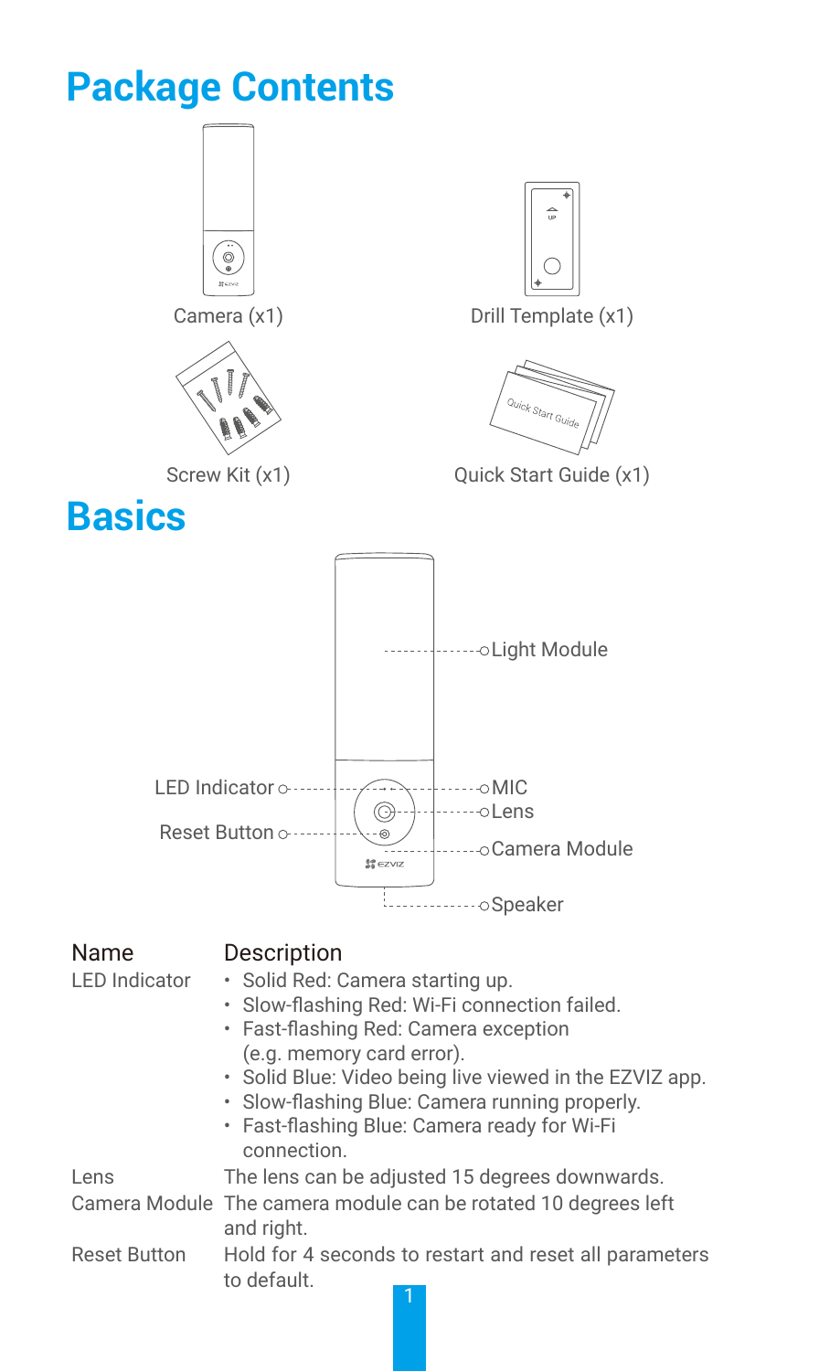# Package Contents

Camera (x1)

Drill Template (x1)

Screw Kit (x1)

Quick Start Guide (x1)

# Basics

Light Module

LED Indicator

MIC

Lens

Reset Button

Camera Module

Speaker

| Name | Description |
| --- | --- |
| LED Indicator | • Solid Red: Camera starting up.<br>• Slow-flashing Red: Wi-Fi connection failed.<br>• Fast-flashing Red: Camera exception (e.g. memory card error).<br>• Solid Blue: Video being live viewed in the EZVIZ app.<br>• Slow-flashing Blue: Camera running properly.<br>• Fast-flashing Blue: Camera ready for Wi-Fi connection. |
| Lens | The lens can be adjusted 15 degrees downwards. |
| Camera Module | The camera module can be rotated 10 degrees left and right. |
| Reset Button | Hold for 4 seconds to restart and reset all parameters to default. |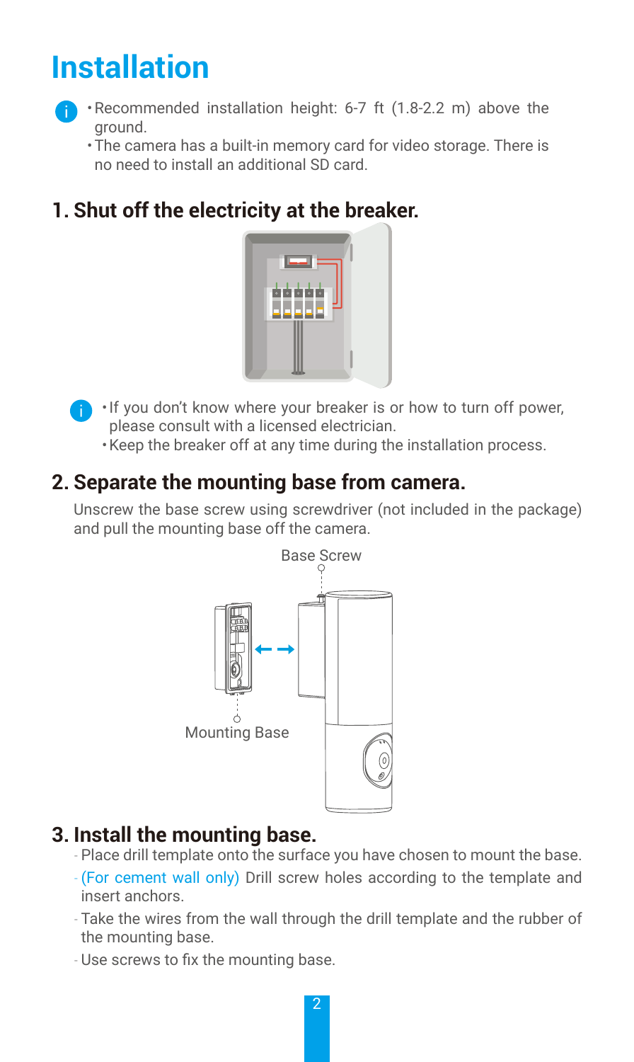# Installation

- Recommended installation height: 6-7 ft (1.8-2.2 m) above the ground.
- The camera has a built-in memory card for video storage. There is no need to install an additional SD card.

## 1. Shut off the electricity at the breaker.

- If you don't know where your breaker is or how to turn off power, please consult with a licensed electrician.
- Keep the breaker off at any time during the installation process.

## 2. Separate the mounting base from camera.

Unscrew the base screw using screwdriver (not included in the package) and pull the mounting base off the camera.

Base Screw

Mounting Base

## 3. Install the mounting base.

- Place drill template onto the surface you have chosen to mount the base.
- (For cement wall only) Drill screw holes according to the template and insert anchors.
- Take the wires from the wall through the drill template and the rubber of the mounting base.
- Use screws to fix the mounting base.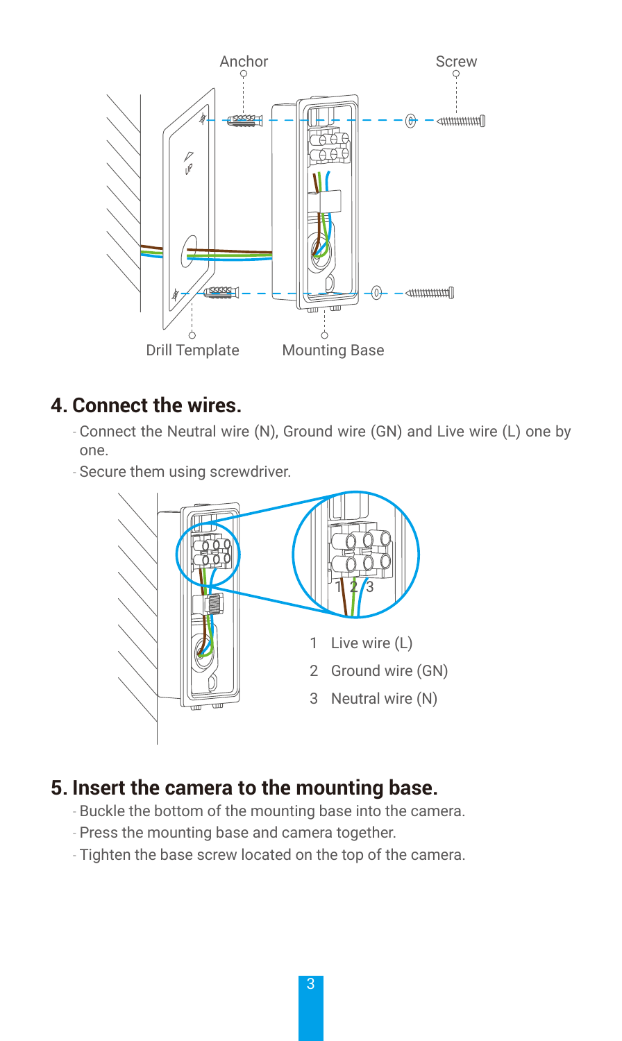Anchor

Screw

Drill Template

Mounting Base

## 4. Connect the wires.

- Connect the Neutral wire (N), Ground wire (GN) and Live wire (L) one by one.
- Secure them using screwdriver.

1 Live wire (L)

2 Ground wire (GN)

3 Neutral wire (N)

## 5. Insert the camera to the mounting base.

- Buckle the bottom of the mounting base into the camera.
- Press the mounting base and camera together.
- Tighten the base screw located on the top of the camera.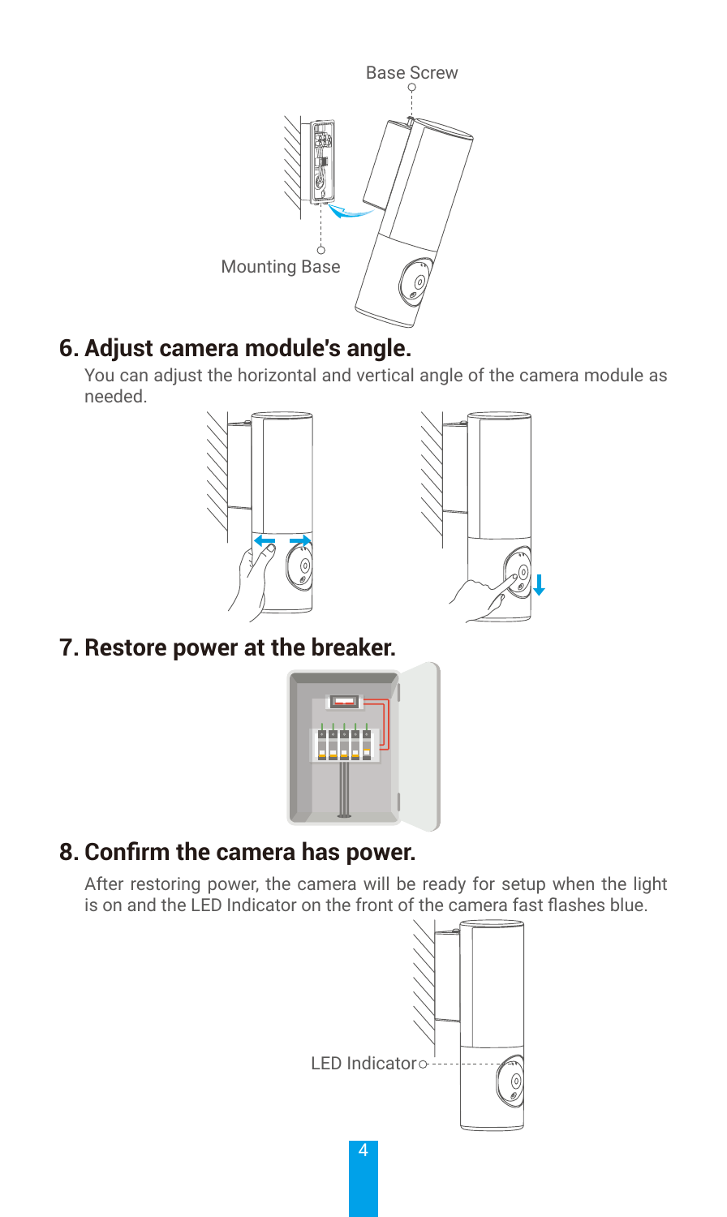Base Screw

Mounting Base

## 6. Adjust camera module's angle.

You can adjust the horizontal and vertical angle of the camera module as needed.

## 7. Restore power at the breaker.

## 8. Confirm the camera has power.

After restoring power, the camera will be ready for setup when the light is on and the LED Indicator on the front of the camera fast flashes blue.

LED Indicator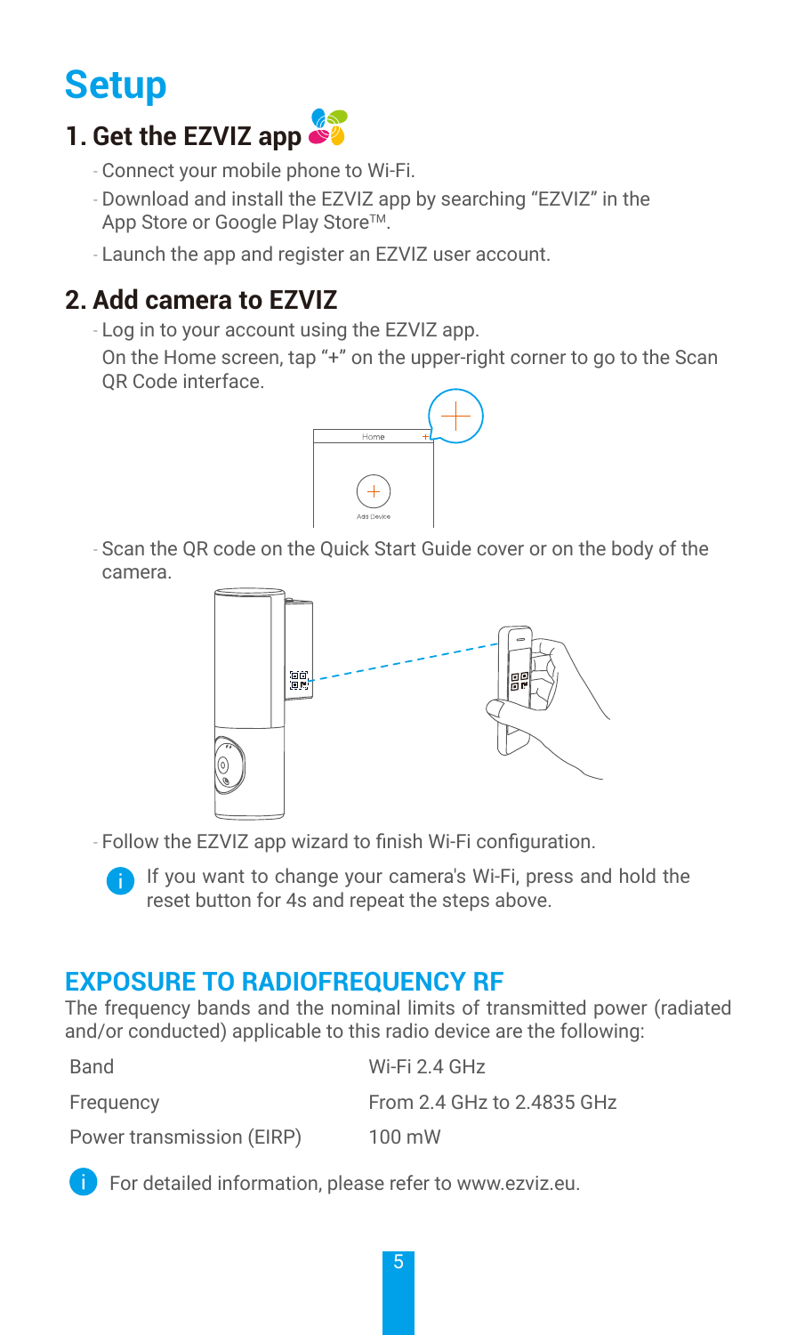# Setup

## 1. Get the EZVIZ app

- Connect your mobile phone to Wi-Fi.
- Download and install the EZVIZ app by searching "EZVIZ" in the App Store or Google Play Store™.
- Launch the app and register an EZVIZ user account.

## 2. Add camera to EZVIZ

- Log in to your account using the EZVIZ app.

  On the Home screen, tap "+" on the upper-right corner to go to the Scan QR Code interface.

Home

Add Device

- Scan the QR code on the Quick Start Guide cover or on the body of the camera.
- Follow the EZVIZ app wizard to finish Wi-Fi configuration.

If you want to change your camera's Wi-Fi, press and hold the reset button for 4s and repeat the steps above.

## EXPOSURE TO RADIOFREQUENCY RF

The frequency bands and the nominal limits of transmitted power (radiated and/or conducted) applicable to this radio device are the following:

| | |
|---|---|
| Band | Wi-Fi 2.4 GHz |
| Frequency | From 2.4 GHz to 2.4835 GHz |
| Power transmission (EIRP) | 100 mW |

For detailed information, please refer to www.ezviz.eu.